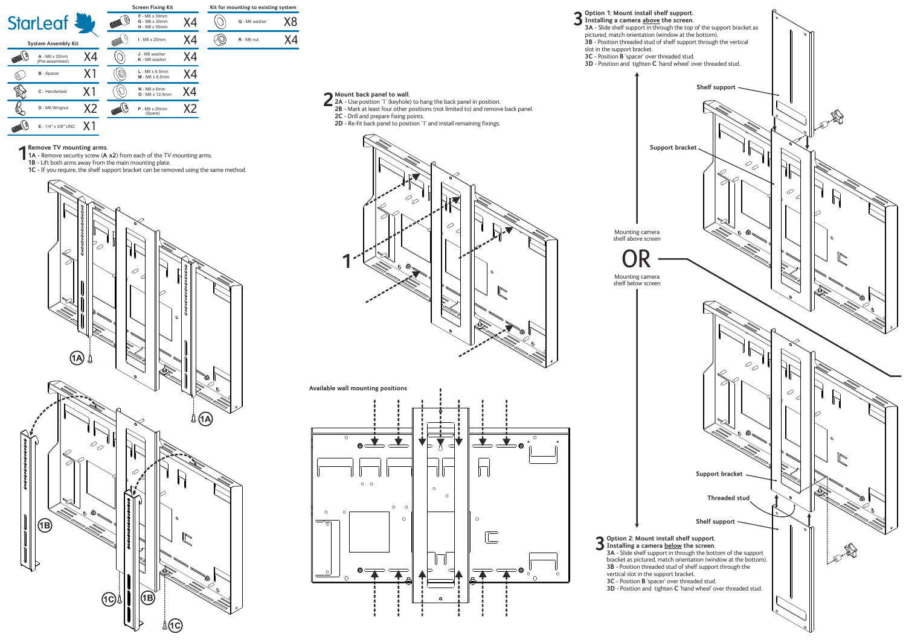StarLeaf

**System Assembly Kit**

| Item | Qty |
| --- | --- |
| A - M6 x 20mm (Pre-assembled) | X4 |
| B - Spacer | X1 |
| C - Handwheel | X1 |
| D - M6 Wingnut | X2 |
| E - 1/4" x 3/8" UNC | X1 |

**Screen Fixing Kit**

| Item | Qty |
| --- | --- |
| F - M6 x 30mm<br>G - M8 x 30mm<br>H - M8 x 50mm | X4 |
| I - M8 x 20mm | X4 |
| J - M6 washer<br>K - M8 washer | X4 |
| L - M8 x 6.5mm<br>M - M6 x 6.5mm | X4 |
| N - M8 x 6mm<br>O - M8 x 12.5mm | X4 |
| P - M6 x 20mm (Spare) | X2 |

**Kit for mounting to existing system**

| Item | Qty |
| --- | --- |
| Q - M6 washer | X8 |
| R - M6 nut | X4 |

## 1 Remove TV mounting arms.

**1A** - Remove security screw (**A x2**) from each of the TV mounting arms.
**1B** - Lift both arms away from the main mounting plate.
**1C** - If you require, the shelf support bracket can be removed using the same method.

## 2 Mount back panel to wall.

**2A** - Use position '1' (keyhole) to hang the back panel in position.
**2B** - Mark at least four other positions (not limited to) and remove back panel.
**2C** - Drill and prepare fixing points.
**2D** - Re-fit back panel to position '1' and install remaining fixings.

**Available wall mounting positions**

## 3 Option 1: Mount install shelf support.

**Installing a camera above the screen.**
**3A** - Slide shelf support in through the top of the support bracket as pictured, match orientation (window at the bottom).
**3B** - Position threaded stud of shelf support through the vertical slot in the support bracket.
**3C** - Position **B** 'spacer' over threaded stud.
**3D** - Position and tighten **C** 'hand wheel' over threaded stud.

Mounting camera shelf above screen

OR

Mounting camera shelf below screen

## 3 Option 2: Mount install shelf support.

**Installing a camera below the screen.**
**3A** - Slide shelf support in through the bottom of the support bracket as pictured, match orientation (window at the bottom).
**3B** - Position threaded stud of shelf support through the vertical slot in the support bracket.
**3C** - Position **B** 'spacer' over threaded stud.
**3D** - Position and tighten **C** 'hand wheel' over threaded stud.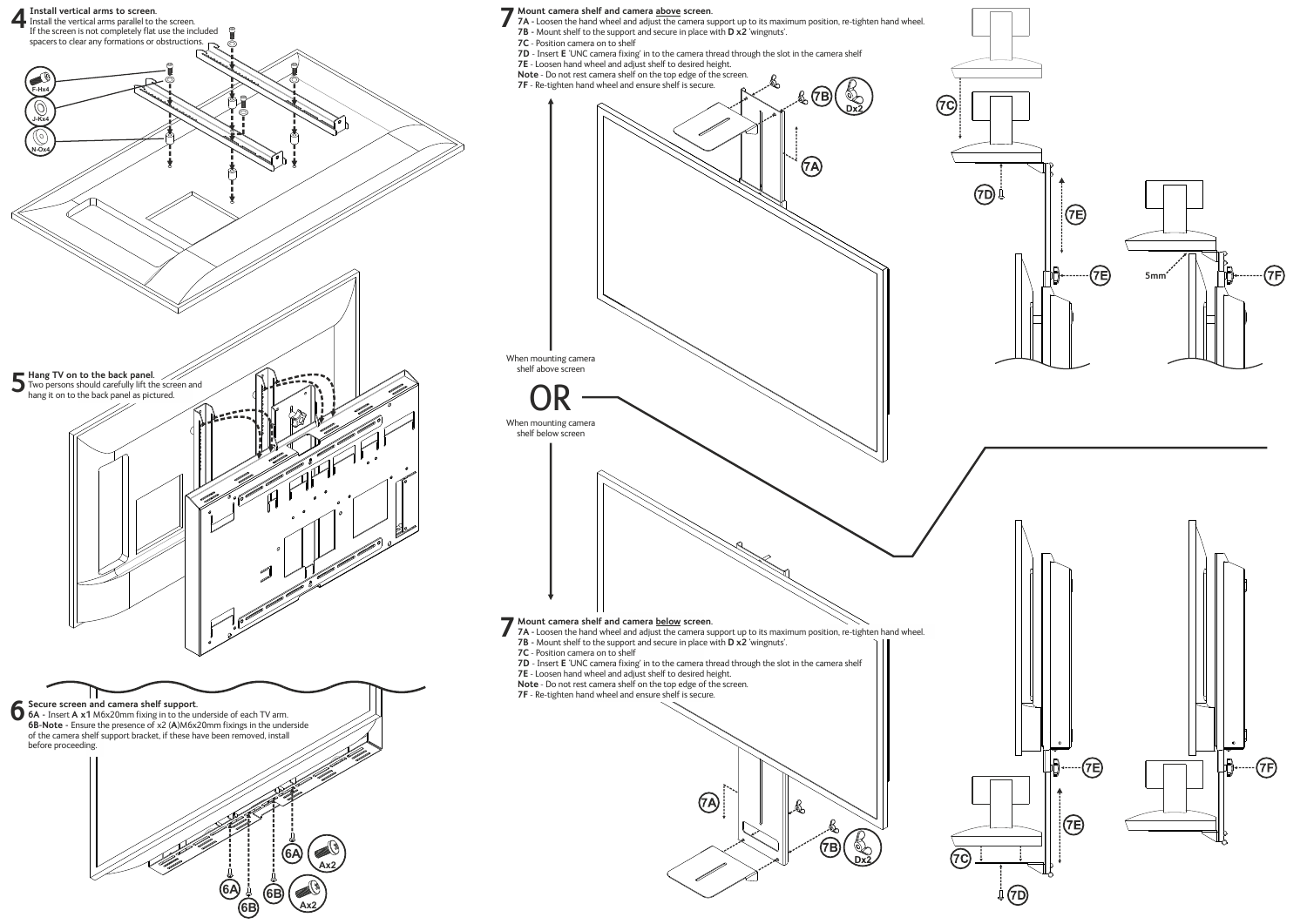## 4 Install vertical arms to screen.

Install the vertical arms parallel to the screen.
If the screen is not completely flat use the included spacers to clear any formations or obstructions.

F-Hx4

J-Kx4

N-Ox4

## 5 Hang TV on to the back panel.

Two persons should carefully lift the screen and hang it on to the back panel as pictured.

## 6 Secure screen and camera shelf support.

**6A** - Insert **A x1** M6x20mm fixing in to the underside of each TV arm.
**6B-Note** - Ensure the presence of x2 (**A**)M6x20mm fixings in the underside of the camera shelf support bracket, if these have been removed, install before proceeding.

6A Ax2

6B Ax2

## 7 Mount camera shelf and camera above screen.

**7A** - Loosen the hand wheel and adjust the camera support up to its maximum position, re-tighten hand wheel.
**7B** - Mount shelf to the support and secure in place with **D x2** 'wingnuts'.
**7C** - Position camera on to shelf
**7D** - Insert **E** 'UNC camera fixing' in to the camera thread through the slot in the camera shelf
**7E** - Loosen hand wheel and adjust shelf to desired height.
**Note** - Do not rest camera shelf on the top edge of the screen.
**7F** - Re-tighten hand wheel and ensure shelf is secure.

7B Dx2

5mm

When mounting camera shelf above screen

OR

When mounting camera shelf below screen

## 7 Mount camera shelf and camera below screen.

**7A** - Loosen the hand wheel and adjust the camera support up to its maximum position, re-tighten hand wheel.
**7B** - Mount shelf to the support and secure in place with **D x2** 'wingnuts'.
**7C** - Position camera on to shelf
**7D** - Insert **E** 'UNC camera fixing' in to the camera thread through the slot in the camera shelf
**7E** - Loosen hand wheel and adjust shelf to desired height.
**Note** - Do not rest camera shelf on the top edge of the screen.
**7F** - Re-tighten hand wheel and ensure shelf is secure.

7B Dx2